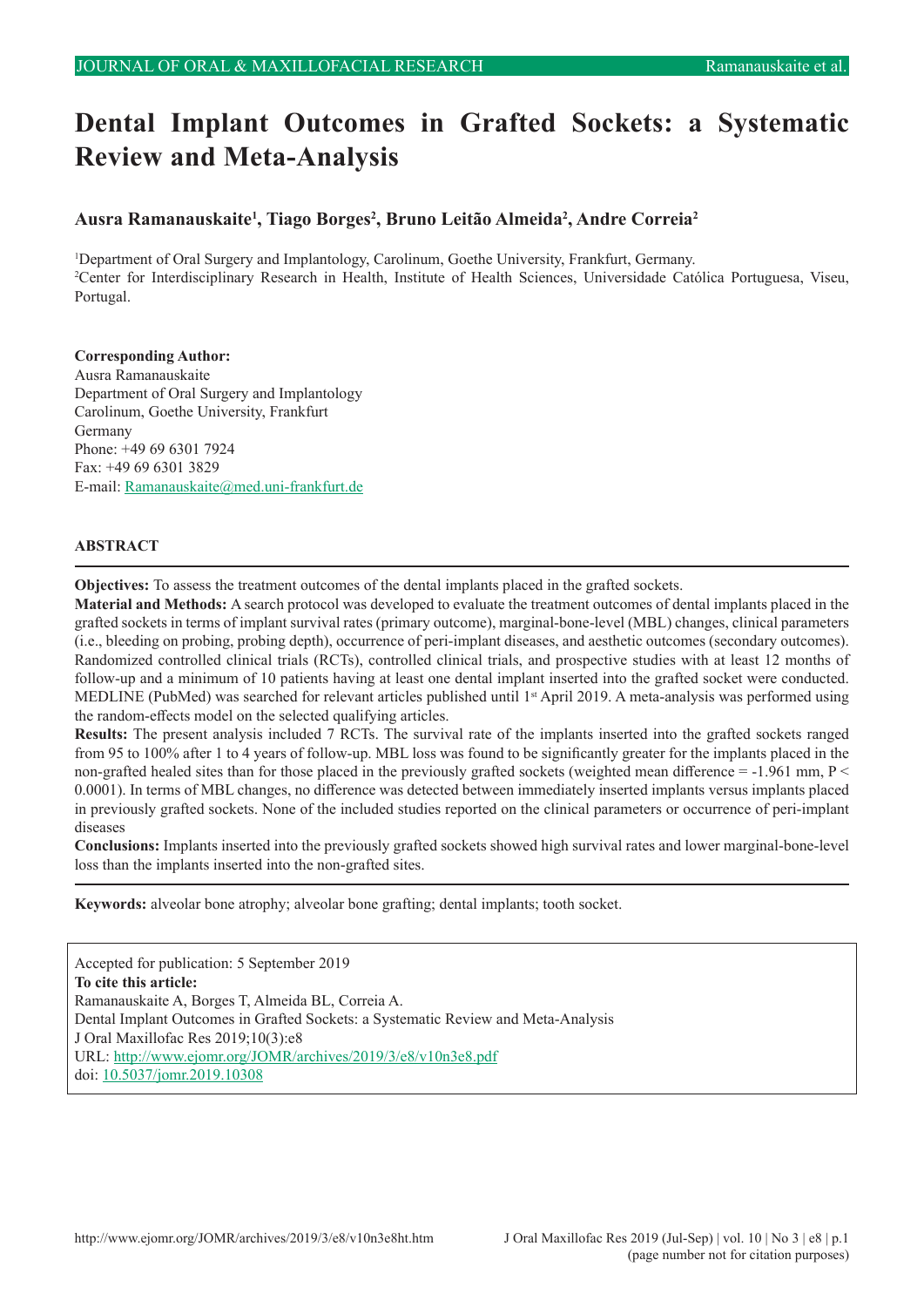# Dental Implant Outcomes in Grafted Sockets: a Systematic Review and Meta-Analysis

**Ausra Ramanauskaite[1], Tiago Borges[2], Bruno Leitão Almeida[2], Andre Correia[2]**

[1]Department of Oral Surgery and Implantology, Carolinum, Goethe University, Frankfurt, Germany.
[2]Center for Interdisciplinary Research in Health, Institute of Health Sciences, Universidade Católica Portuguesa, Viseu, Portugal.

**Corresponding Author:**
Ausra Ramanauskaite
Department of Oral Surgery and Implantology
Carolinum, Goethe University, Frankfurt
Germany
Phone: +49 69 6301 7924
Fax: +49 69 6301 3829
E-mail: Ramanauskaite@med.uni-frankfurt.de

## ABSTRACT

**Objectives:** To assess the treatment outcomes of the dental implants placed in the grafted sockets.

**Material and Methods:** A search protocol was developed to evaluate the treatment outcomes of dental implants placed in the grafted sockets in terms of implant survival rates (primary outcome), marginal-bone-level (MBL) changes, clinical parameters (i.e., bleeding on probing, probing depth), occurrence of peri-implant diseases, and aesthetic outcomes (secondary outcomes). Randomized controlled clinical trials (RCTs), controlled clinical trials, and prospective studies with at least 12 months of follow-up and a minimum of 10 patients having at least one dental implant inserted into the grafted socket were conducted. MEDLINE (PubMed) was searched for relevant articles published until 1st April 2019. A meta-analysis was performed using the random-effects model on the selected qualifying articles.

**Results:** The present analysis included 7 RCTs. The survival rate of the implants inserted into the grafted sockets ranged from 95 to 100% after 1 to 4 years of follow-up. MBL loss was found to be significantly greater for the implants placed in the non-grafted healed sites than for those placed in the previously grafted sockets (weighted mean difference = -1.961 mm, $P < 0.0001$). In terms of MBL changes, no difference was detected between immediately inserted implants versus implants placed in previously grafted sockets. None of the included studies reported on the clinical parameters or occurrence of peri-implant diseases

**Conclusions:** Implants inserted into the previously grafted sockets showed high survival rates and lower marginal-bone-level loss than the implants inserted into the non-grafted sites.

**Keywords:** alveolar bone atrophy; alveolar bone grafting; dental implants; tooth socket.

Accepted for publication: 5 September 2019
**To cite this article:**
Ramanauskaite A, Borges T, Almeida BL, Correia A.
Dental Implant Outcomes in Grafted Sockets: a Systematic Review and Meta-Analysis
J Oral Maxillofac Res 2019;10(3):e8
URL: http://www.ejomr.org/JOMR/archives/2019/3/e8/v10n3e8.pdf
doi: 10.5037/jomr.2019.10308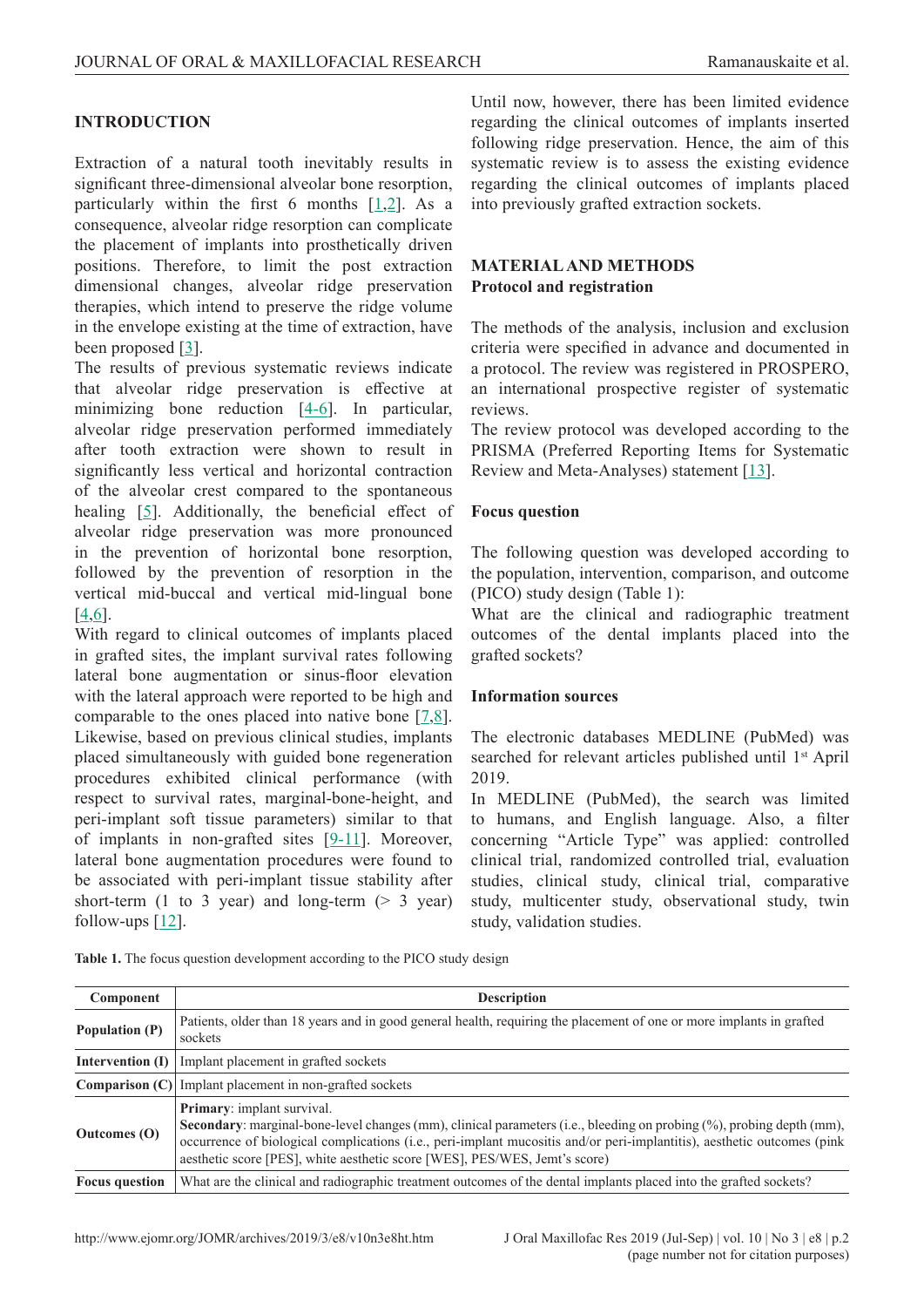## INTRODUCTION

Extraction of a natural tooth inevitably results in significant three-dimensional alveolar bone resorption, particularly within the first 6 months [1,2]. As a consequence, alveolar ridge resorption can complicate the placement of implants into prosthetically driven positions. Therefore, to limit the post extraction dimensional changes, alveolar ridge preservation therapies, which intend to preserve the ridge volume in the envelope existing at the time of extraction, have been proposed [3].

The results of previous systematic reviews indicate that alveolar ridge preservation is effective at minimizing bone reduction [4-6]. In particular, alveolar ridge preservation performed immediately after tooth extraction were shown to result in significantly less vertical and horizontal contraction of the alveolar crest compared to the spontaneous healing [5]. Additionally, the beneficial effect of alveolar ridge preservation was more pronounced in the prevention of horizontal bone resorption, followed by the prevention of resorption in the vertical mid-buccal and vertical mid-lingual bone [4,6].

With regard to clinical outcomes of implants placed in grafted sites, the implant survival rates following lateral bone augmentation or sinus-floor elevation with the lateral approach were reported to be high and comparable to the ones placed into native bone [7,8]. Likewise, based on previous clinical studies, implants placed simultaneously with guided bone regeneration procedures exhibited clinical performance (with respect to survival rates, marginal-bone-height, and peri-implant soft tissue parameters) similar to that of implants in non-grafted sites [9-11]. Moreover, lateral bone augmentation procedures were found to be associated with peri-implant tissue stability after short-term (1 to 3 year) and long-term (> 3 year) follow-ups [12].

Until now, however, there has been limited evidence regarding the clinical outcomes of implants inserted following ridge preservation. Hence, the aim of this systematic review is to assess the existing evidence regarding the clinical outcomes of implants placed into previously grafted extraction sockets.

## MATERIAL AND METHODS

### Protocol and registration

The methods of the analysis, inclusion and exclusion criteria were specified in advance and documented in a protocol. The review was registered in PROSPERO, an international prospective register of systematic reviews.

The review protocol was developed according to the PRISMA (Preferred Reporting Items for Systematic Review and Meta-Analyses) statement [13].

### Focus question

The following question was developed according to the population, intervention, comparison, and outcome (PICO) study design (Table 1):

What are the clinical and radiographic treatment outcomes of the dental implants placed into the grafted sockets?

### Information sources

The electronic databases MEDLINE (PubMed) was searched for relevant articles published until 1st April 2019.

In MEDLINE (PubMed), the search was limited to humans, and English language. Also, a filter concerning "Article Type" was applied: controlled clinical trial, randomized controlled trial, evaluation studies, clinical study, clinical trial, comparative study, multicenter study, observational study, twin study, validation studies.

**Table 1.** The focus question development according to the PICO study design

| Component | Description |
| --- | --- |
| **Population (P)** | Patients, older than 18 years and in good general health, requiring the placement of one or more implants in grafted sockets |
| **Intervention (I)** | Implant placement in grafted sockets |
| **Comparison (C)** | Implant placement in non-grafted sockets |
| **Outcomes (O)** | **Primary**: implant survival.<br>**Secondary**: marginal-bone-level changes (mm), clinical parameters (i.e., bleeding on probing (%), probing depth (mm), occurrence of biological complications (i.e., peri-implant mucositis and/or peri-implantitis), aesthetic outcomes (pink aesthetic score [PES], white aesthetic score [WES], PES/WES, Jemt's score) |
| **Focus question** | What are the clinical and radiographic treatment outcomes of the dental implants placed into the grafted sockets? |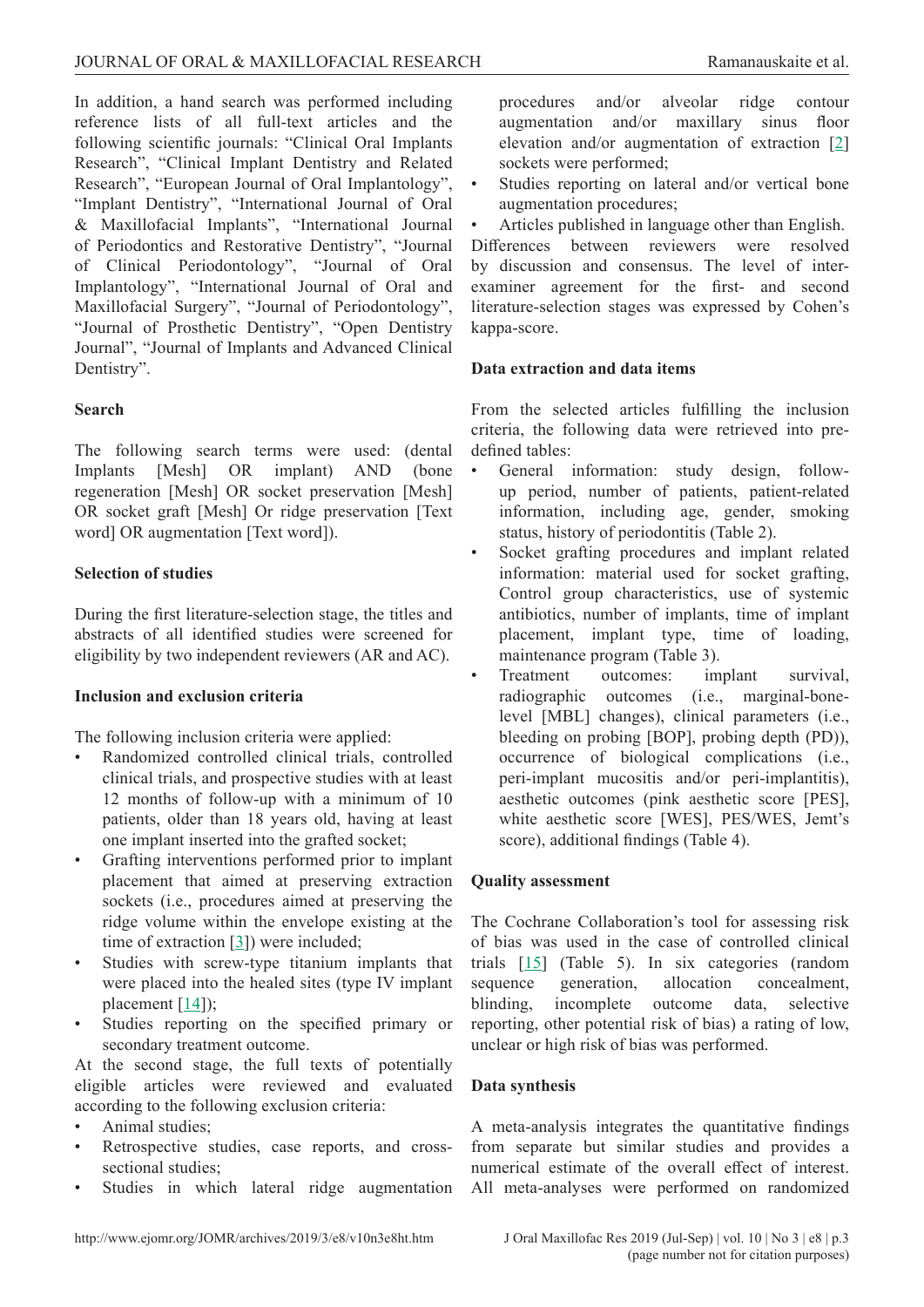In addition, a hand search was performed including reference lists of all full-text articles and the following scientific journals: "Clinical Oral Implants Research", "Clinical Implant Dentistry and Related Research", "European Journal of Oral Implantology", "Implant Dentistry", "International Journal of Oral & Maxillofacial Implants", "International Journal of Periodontics and Restorative Dentistry", "Journal of Clinical Periodontology", "Journal of Oral Implantology", "International Journal of Oral and Maxillofacial Surgery", "Journal of Periodontology", "Journal of Prosthetic Dentistry", "Open Dentistry Journal", "Journal of Implants and Advanced Clinical Dentistry".

### Search

The following search terms were used: (dental Implants [Mesh] OR implant) AND (bone regeneration [Mesh] OR socket preservation [Mesh] OR socket graft [Mesh] Or ridge preservation [Text word] OR augmentation [Text word]).

### Selection of studies

During the first literature-selection stage, the titles and abstracts of all identified studies were screened for eligibility by two independent reviewers (AR and AC).

### Inclusion and exclusion criteria

The following inclusion criteria were applied:

- Randomized controlled clinical trials, controlled clinical trials, and prospective studies with at least 12 months of follow-up with a minimum of 10 patients, older than 18 years old, having at least one implant inserted into the grafted socket;
- Grafting interventions performed prior to implant placement that aimed at preserving extraction sockets (i.e., procedures aimed at preserving the ridge volume within the envelope existing at the time of extraction [3]) were included;
- Studies with screw-type titanium implants that were placed into the healed sites (type IV implant placement [14]);
- Studies reporting on the specified primary or secondary treatment outcome.

At the second stage, the full texts of potentially eligible articles were reviewed and evaluated according to the following exclusion criteria:

- Animal studies;
- Retrospective studies, case reports, and cross-sectional studies;
- Studies in which lateral ridge augmentation procedures and/or alveolar ridge contour augmentation and/or maxillary sinus floor elevation and/or augmentation of extraction [2] sockets were performed;
- Studies reporting on lateral and/or vertical bone augmentation procedures;
- Articles published in language other than English.

Differences between reviewers were resolved by discussion and consensus. The level of inter-examiner agreement for the first- and second literature-selection stages was expressed by Cohen's kappa-score.

### Data extraction and data items

From the selected articles fulfilling the inclusion criteria, the following data were retrieved into pre-defined tables:

- General information: study design, follow-up period, number of patients, patient-related information, including age, gender, smoking status, history of periodontitis (Table 2).
- Socket grafting procedures and implant related information: material used for socket grafting, Control group characteristics, use of systemic antibiotics, number of implants, time of implant placement, implant type, time of loading, maintenance program (Table 3).
- Treatment outcomes: implant survival, radiographic outcomes (i.e., marginal-bone-level [MBL] changes), clinical parameters (i.e., bleeding on probing [BOP], probing depth (PD)), occurrence of biological complications (i.e., peri-implant mucositis and/or peri-implantitis), aesthetic outcomes (pink aesthetic score [PES], white aesthetic score [WES], PES/WES, Jemt's score), additional findings (Table 4).

### Quality assessment

The Cochrane Collaboration's tool for assessing risk of bias was used in the case of controlled clinical trials [15] (Table 5). In six categories (random sequence generation, allocation concealment, blinding, incomplete outcome data, selective reporting, other potential risk of bias) a rating of low, unclear or high risk of bias was performed.

### Data synthesis

A meta-analysis integrates the quantitative findings from separate but similar studies and provides a numerical estimate of the overall effect of interest. All meta-analyses were performed on randomized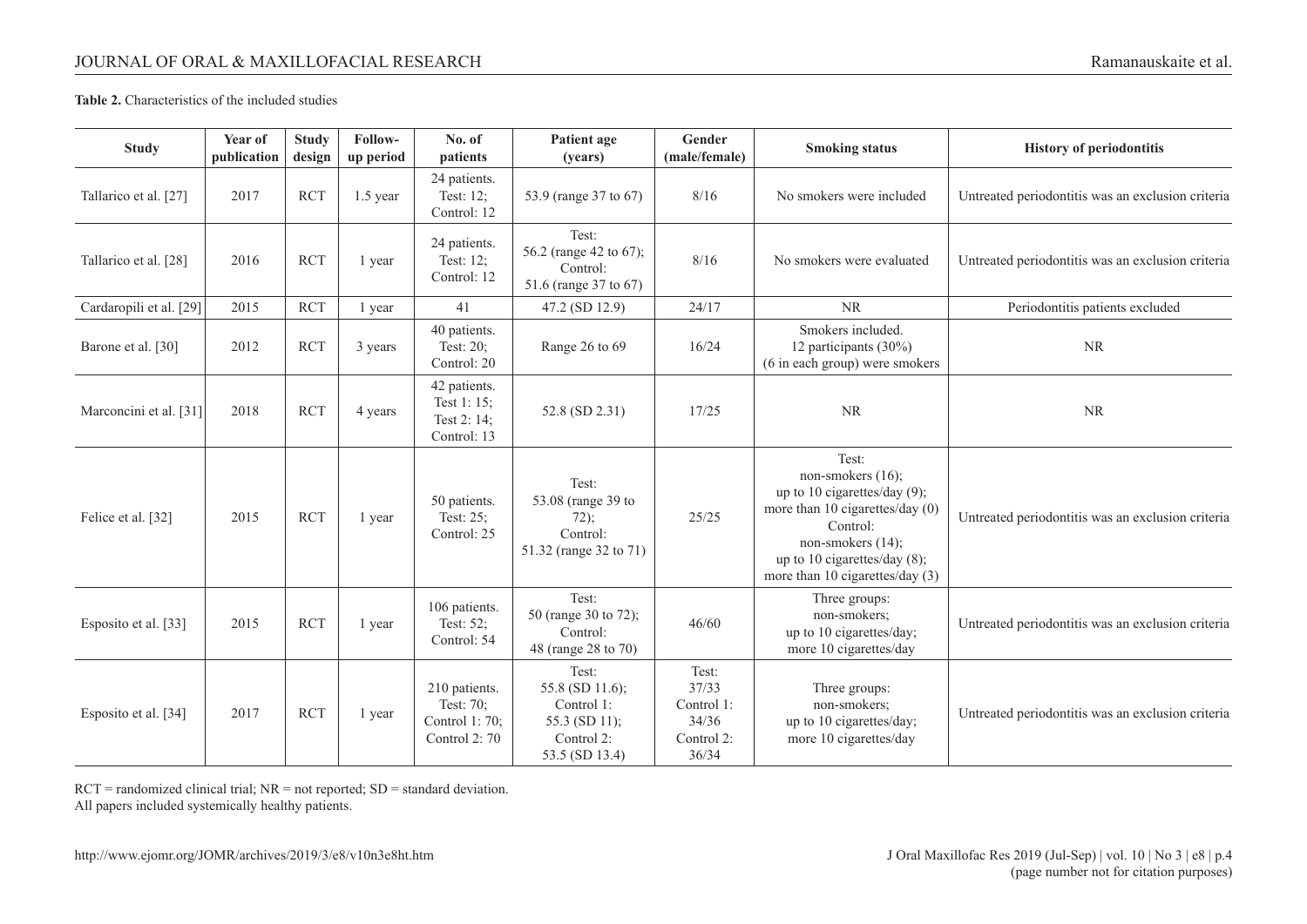**Table 2.** Characteristics of the included studies

| Study | Year of publication | Study design | Follow-up period | No. of patients | Patient age (years) | Gender (male/female) | Smoking status | History of periodontitis |
|---|---|---|---|---|---|---|---|---|
| Tallarico et al. [27] | 2017 | RCT | 1.5 year | 24 patients. Test: 12; Control: 12 | 53.9 (range 37 to 67) | 8/16 | No smokers were included | Untreated periodontitis was an exclusion criteria |
| Tallarico et al. [28] | 2016 | RCT | 1 year | 24 patients. Test: 12; Control: 12 | Test: 56.2 (range 42 to 67); Control: 51.6 (range 37 to 67) | 8/16 | No smokers were evaluated | Untreated periodontitis was an exclusion criteria |
| Cardaropili et al. [29] | 2015 | RCT | 1 year | 41 | 47.2 (SD 12.9) | 24/17 | NR | Periodontitis patients excluded |
| Barone et al. [30] | 2012 | RCT | 3 years | 40 patients. Test: 20; Control: 20 | Range 26 to 69 | 16/24 | Smokers included. 12 participants (30%) (6 in each group) were smokers | NR |
| Marconcini et al. [31] | 2018 | RCT | 4 years | 42 patients. Test 1: 15; Test 2: 14; Control: 13 | 52.8 (SD 2.31) | 17/25 | NR | NR |
| Felice et al. [32] | 2015 | RCT | 1 year | 50 patients. Test: 25; Control: 25 | Test: 53.08 (range 39 to 72); Control: 51.32 (range 32 to 71) | 25/25 | Test: non-smokers (16); up to 10 cigarettes/day (9); more than 10 cigarettes/day (0) Control: non-smokers (14); up to 10 cigarettes/day (8); more than 10 cigarettes/day (3) | Untreated periodontitis was an exclusion criteria |
| Esposito et al. [33] | 2015 | RCT | 1 year | 106 patients. Test: 52; Control: 54 | Test: 50 (range 30 to 72); Control: 48 (range 28 to 70) | 46/60 | Three groups: non-smokers; up to 10 cigarettes/day; more 10 cigarettes/day | Untreated periodontitis was an exclusion criteria |
| Esposito et al. [34] | 2017 | RCT | 1 year | 210 patients. Test: 70; Control 1: 70; Control 2: 70 | Test: 55.8 (SD 11.6); Control 1: 55.3 (SD 11); Control 2: 53.5 (SD 13.4) | Test: 37/33 Control 1: 34/36 Control 2: 36/34 | Three groups: non-smokers; up to 10 cigarettes/day; more 10 cigarettes/day | Untreated periodontitis was an exclusion criteria |

RCT = randomized clinical trial; NR = not reported; SD = standard deviation.
All papers included systemically healthy patients.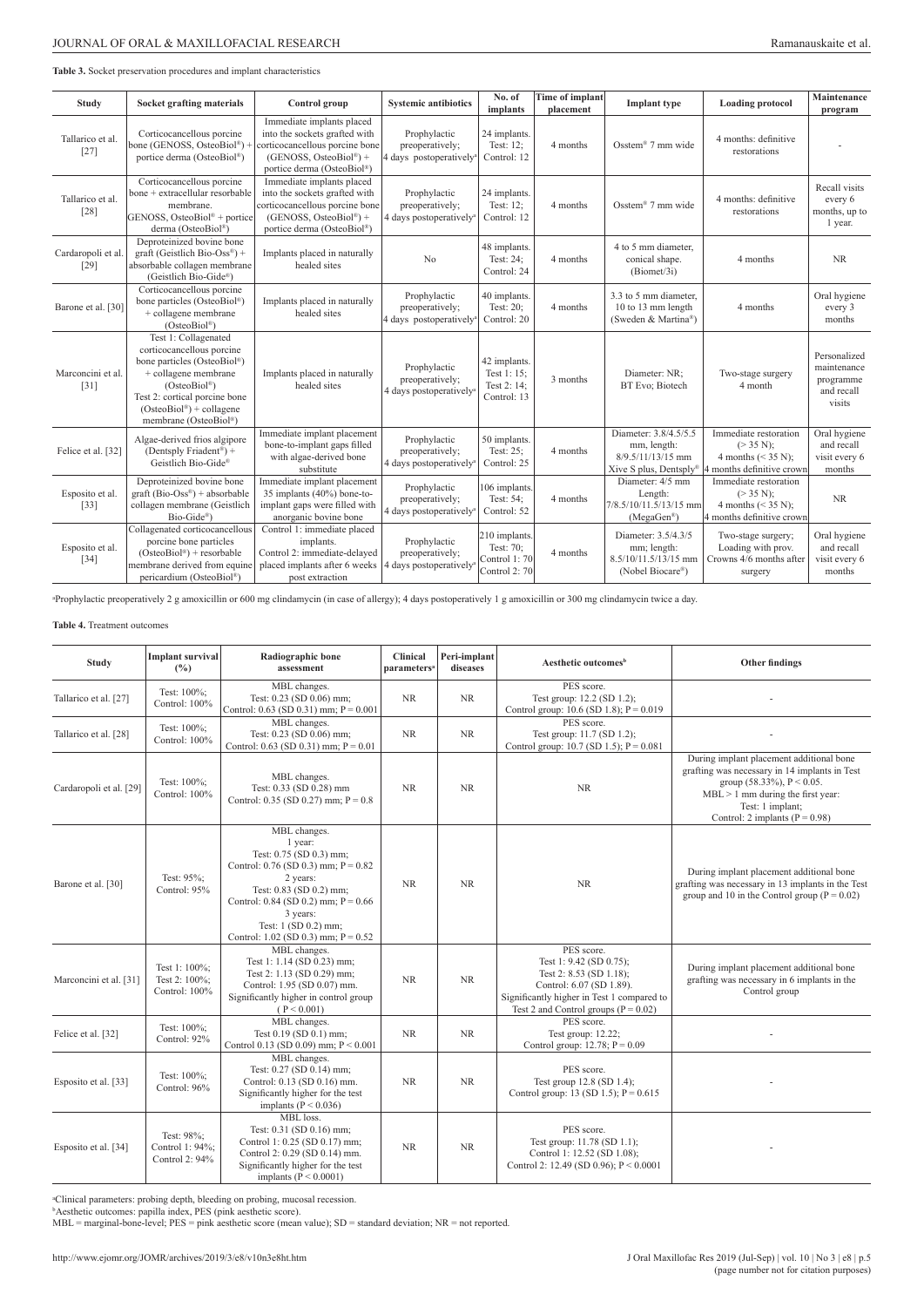**Table 3.** Socket preservation procedures and implant characteristics

| Study | Socket grafting materials | Control group | Systemic antibiotics | No. of implants | Time of implant placement | Implant type | Loading protocol | Maintenance program |
|---|---|---|---|---|---|---|---|---|
| Tallarico et al. [27] | Corticocancellous porcine bone (GENOSS, OsteoBiol®) + portice derma (OsteoBiol®) | Immediate implants placed into the sockets grafted with corticocancellous porcine bone (GENOSS, OsteoBiol®) + portice derma (OsteoBiol®) | Prophylactic preoperatively; 4 days postoperatively[a] | 24 implants. Test: 12; Control: 12 | 4 months | Osstem® 7 mm wide | 4 months: definitive restorations | - |
| Tallarico et al. [28] | Corticocancellous porcine bone + extracellular resorbable membrane. GENOSS, OsteoBiol® + portice derma (OsteoBiol®) | Immediate implants placed into the sockets grafted with corticocancellous porcine bone (GENOSS, OsteoBiol®) + portice derma (OsteoBiol®) | Prophylactic preoperatively; 4 days postoperatively[a] | 24 implants. Test: 12; Control: 12 | 4 months | Osstem® 7 mm wide | 4 months: definitive restorations | Recall visits every 6 months, up to 1 year. |
| Cardaropoli et al. [29] | Deproteinized bovine bone graft (Geistlich Bio-Oss®) + absorbable collagen membrane (Geistlich Bio-Gide®) | Implants placed in naturally healed sites | No | 48 implants. Test: 24; Control: 24 | 4 months | 4 to 5 mm diameter, conical shape. (Biomet/3i) | 4 months | NR |
| Barone et al. [30] | Corticocancellous porcine bone particles (OsteoBiol®) + collagene membrane (OsteoBiol®) | Implants placed in naturally healed sites | Prophylactic preoperatively; 4 days postoperatively[a] | 40 implants. Test: 20; Control: 20 | 4 months | 3.3 to 5 mm diameter, 10 to 13 mm length (Sweden & Martina®) | 4 months | Oral hygiene every 3 months |
| Marconcini et al. [31] | Test 1: Collagenated corticocancellous porcine bone particles (OsteoBiol®) + collagene membrane (OsteoBiol®) Test 2: cortical porcine bone (OsteoBiol®) + collagene membrane (OsteoBiol®) | Implants placed in naturally healed sites | Prophylactic preoperatively; 4 days postoperatively[a] | 42 implants. Test 1: 15; Test 2: 14; Control: 13 | 3 months | Diameter: NR; BT Evo; Biotech | Two-stage surgery 4 month | Personalized maintenance programme and recall visits |
| Felice et al. [32] | Algae-derived frios algipore (Dentsply Friadent®) + Geistlich Bio-Gide® | Immediate implant placement bone-to-implant gaps filled with algae-derived bone substitute | Prophylactic preoperatively; 4 days postoperatively[a] | 50 implants. Test: 25; Control: 25 | 4 months | Diameter: 3.8/4.5/5.5 mm, length: 8/9.5/11/13/15 mm Xive S plus, Dentsply® | Immediate restoration (> 35 N); 4 months (< 35 N); 4 months definitive crown | Oral hygiene and recall visit every 6 months |
| Esposito et al. [33] | Deproteinized bovine bone graft (Bio-Oss®) + absorbable collagen membrane (Geistlich Bio-Gide®) | Immediate implant placement 35 implants (40%) bone-to-implant gaps were filled with anorganic bovine bone | Prophylactic preoperatively; 4 days postoperatively[a] | 106 implants. Test: 54; Control: 52 | 4 months | Diameter: 4/5 mm Length: 7/8.5/10/11.5/13/15 mm (MegaGen®) | Immediate restoration (> 35 N); 4 months (< 35 N); 4 months definitive crown | NR |
| Esposito et al. [34] | Collagenated corticocancellous porcine bone particles (OsteoBiol®) + resorbable membrane derived from equine pericardium (OsteoBiol®) | Control 1: immediate placed implants. Control 2: immediate-delayed placed implants after 6 weeks post extraction | Prophylactic preoperatively; 4 days postoperatively[a] | 210 implants. Test: 70; Control 1: 70 Control 2: 70 | 4 months | Diameter: 3.5/4.3/5 mm; length: 8.5/10/11.5/13/15 mm (Nobel Biocare®) | Two-stage surgery; Loading with prov. Crowns 4/6 months after surgery | Oral hygiene and recall visit every 6 months |

[a]Prophylactic preoperatively 2 g amoxicillin or 600 mg clindamycin (in case of allergy); 4 days postoperatively 1 g amoxicillin or 300 mg clindamycin twice a day.

**Table 4.** Treatment outcomes

| Study | Implant survival (%) | Radiographic bone assessment | Clinical parameters[a] | Peri-implant diseases | Aesthetic outcomes[b] | Other findings |
|---|---|---|---|---|---|---|
| Tallarico et al. [27] | Test: 100%; Control: 100% | MBL changes. Test: 0.23 (SD 0.06) mm; Control: 0.63 (SD 0.31) mm; P = 0.001 | NR | NR | PES score. Test group: 12.2 (SD 1.2); Control group: 10.6 (SD 1.8); P = 0.019 | - |
| Tallarico et al. [28] | Test: 100%; Control: 100% | MBL changes. Test: 0.23 (SD 0.06) mm; Control: 0.63 (SD 0.31) mm; P = 0.01 | NR | NR | PES score. Test group: 11.7 (SD 1.2); Control group: 10.7 (SD 1.5); P = 0.081 | - |
| Cardaropoli et al. [29] | Test: 100%; Control: 100% | MBL changes. Test: 0.33 (SD 0.28) mm Control: 0.35 (SD 0.27) mm; P = 0.8 | NR | NR | NR | During implant placement additional bone grafting was necessary in 14 implants in Test group (58.33%), P < 0.05. MBL > 1 mm during the first year: Test: 1 implant; Control: 2 implants (P = 0.98) |
| Barone et al. [30] | Test: 95%; Control: 95% | MBL changes. 1 year: Test: 0.75 (SD 0.3) mm; Control: 0.76 (SD 0.3) mm; P = 0.82 2 years: Test: 0.83 (SD 0.2) mm; Control: 0.84 (SD 0.2) mm; P = 0.66 3 years: Test: 1 (SD 0.2) mm; Control: 1.02 (SD 0.3) mm; P = 0.52 | NR | NR | NR | During implant placement additional bone grafting was necessary in 13 implants in the Test group and 10 in the Control group (P = 0.02) |
| Marconcini et al. [31] | Test 1: 100%; Test 2: 100%; Control: 100% | MBL changes. Test 1: 1.14 (SD 0.23) mm; Test 2: 1.13 (SD 0.29) mm; Control: 1.95 (SD 0.07) mm. Significantly higher in control group (P < 0.001) | NR | NR | PES score. Test 1: 9.42 (SD 0.75); Test 2: 8.53 (SD 1.18); Control: 6.07 (SD 1.89). Significantly higher in Test 1 compared to Test 2 and Control groups (P = 0.02) | During implant placement additional bone grafting was necessary in 6 implants in the Control group |
| Felice et al. [32] | Test: 100%; Control: 92% | MBL changes. Test 0.19 (SD 0.1) mm; Control 0.13 (SD 0.09) mm; P < 0.001 | NR | NR | PES score. Test group: 12.22; Control group: 12.78; P = 0.09 | - |
| Esposito et al. [33] | Test: 100%; Control: 96% | MBL changes. Test: 0.27 (SD 0.14) mm; Control: 0.13 (SD 0.16) mm. Significantly higher for the test implants (P < 0.036) | NR | NR | PES score. Test group 12.8 (SD 1.4); Control group: 13 (SD 1.5); P = 0.615 | - |
| Esposito et al. [34] | Test: 98%; Control 1: 94%; Control 2: 94% | MBL loss. Test: 0.31 (SD 0.16) mm; Control 1: 0.25 (SD 0.17) mm; Control 2: 0.29 (SD 0.14) mm. Significantly higher for the test implants (P < 0.0001) | NR | NR | PES score. Test group: 11.78 (SD 1.1); Control 1: 12.52 (SD 1.08); Control 2: 12.49 (SD 0.96); P < 0.0001 | - |

[a]Clinical parameters: probing depth, bleeding on probing, mucosal recession.
[b]Aesthetic outcomes: papilla index, PES (pink aesthetic score).
MBL = marginal-bone-level; PES = pink aesthetic score (mean value); SD = standard deviation; NR = not reported.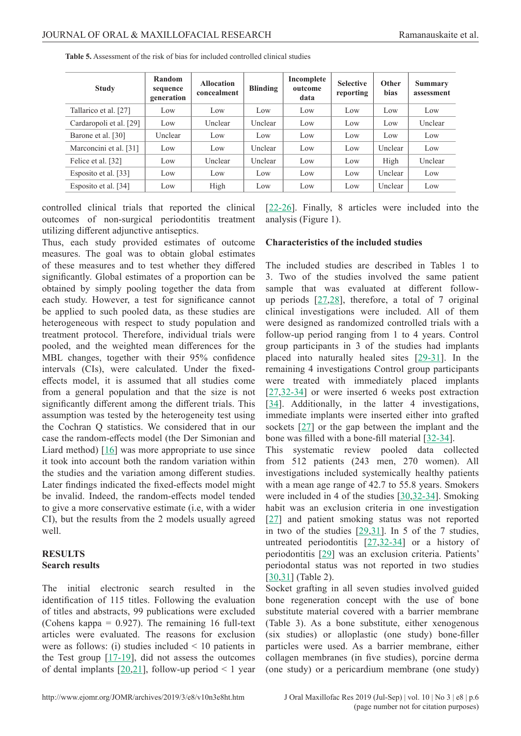**Table 5.** Assessment of the risk of bias for included controlled clinical studies

| Study | Random sequence generation | Allocation concealment | Blinding | Incomplete outcome data | Selective reporting | Other bias | Summary assessment |
|---|---|---|---|---|---|---|---|
| Tallarico et al. [27] | Low | Low | Low | Low | Low | Low | Low |
| Cardaropoli et al. [29] | Low | Unclear | Unclear | Low | Low | Low | Unclear |
| Barone et al. [30] | Unclear | Low | Low | Low | Low | Low | Low |
| Marconcini et al. [31] | Low | Low | Unclear | Low | Low | Unclear | Low |
| Felice et al. [32] | Low | Unclear | Unclear | Low | Low | High | Unclear |
| Esposito et al. [33] | Low | Low | Low | Low | Low | Unclear | Low |
| Esposito et al. [34] | Low | High | Low | Low | Low | Unclear | Low |

controlled clinical trials that reported the clinical outcomes of non-surgical periodontitis treatment utilizing different adjunctive antiseptics.

Thus, each study provided estimates of outcome measures. The goal was to obtain global estimates of these measures and to test whether they differed significantly. Global estimates of a proportion can be obtained by simply pooling together the data from each study. However, a test for significance cannot be applied to such pooled data, as these studies are heterogeneous with respect to study population and treatment protocol. Therefore, individual trials were pooled, and the weighted mean differences for the MBL changes, together with their 95% confidence intervals (CIs), were calculated. Under the fixed-effects model, it is assumed that all studies come from a general population and that the size is not significantly different among the different trials. This assumption was tested by the heterogeneity test using the Cochran Q statistics. We considered that in our case the random-effects model (the Der Simonian and Liard method) [16] was more appropriate to use since it took into account both the random variation within the studies and the variation among different studies. Later findings indicated the fixed-effects model might be invalid. Indeed, the random-effects model tended to give a more conservative estimate (i.e, with a wider CI), but the results from the 2 models usually agreed well.

## RESULTS

### Search results

The initial electronic search resulted in the identification of 115 titles. Following the evaluation of titles and abstracts, 99 publications were excluded (Cohens kappa = 0.927). The remaining 16 full-text articles were evaluated. The reasons for exclusion were as follows: (i) studies included < 10 patients in the Test group [17-19], did not assess the outcomes of dental implants [20,21], follow-up period < 1 year [22-26]. Finally, 8 articles were included into the analysis (Figure 1).

### Characteristics of the included studies

The included studies are described in Tables 1 to 3. Two of the studies involved the same patient sample that was evaluated at different follow-up periods [27,28], therefore, a total of 7 original clinical investigations were included. All of them were designed as randomized controlled trials with a follow-up period ranging from 1 to 4 years. Control group participants in 3 of the studies had implants placed into naturally healed sites [29-31]. In the remaining 4 investigations Control group participants were treated with immediately placed implants [27,32-34] or were inserted 6 weeks post extraction [34]. Additionally, in the latter 4 investigations, immediate implants were inserted either into grafted sockets [27] or the gap between the implant and the bone was filled with a bone-fill material [32-34].

This systematic review pooled data collected from 512 patients (243 men, 270 women). All investigations included systemically healthy patients with a mean age range of 42.7 to 55.8 years. Smokers were included in 4 of the studies [30,32-34]. Smoking habit was an exclusion criteria in one investigation [27] and patient smoking status was not reported in two of the studies [29,31]. In 5 of the 7 studies, untreated periodontitis [27,32-34] or a history of periodontitis [29] was an exclusion criteria. Patients' periodontal status was not reported in two studies [30,31] (Table 2).

Socket grafting in all seven studies involved guided bone regeneration concept with the use of bone substitute material covered with a barrier membrane (Table 3). As a bone substitute, either xenogenous (six studies) or alloplastic (one study) bone-filler particles were used. As a barrier membrane, either collagen membranes (in five studies), porcine derma (one study) or a pericardium membrane (one study)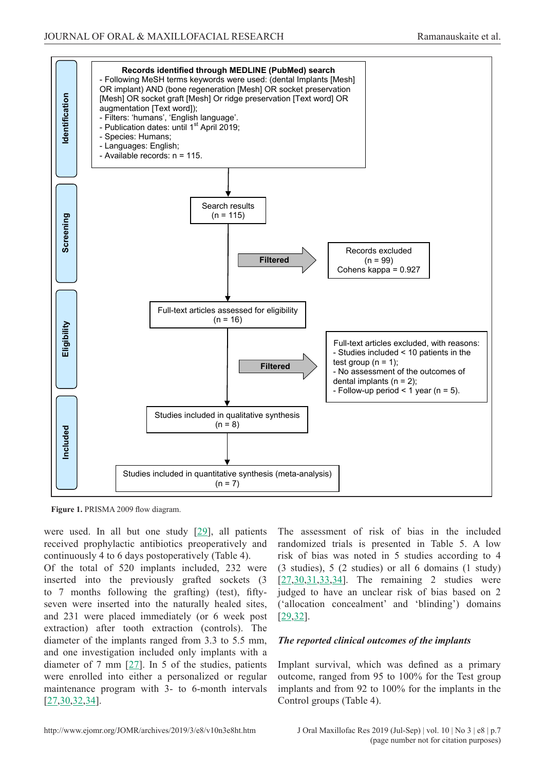Records identified through MEDLINE (PubMed) search
- Following MeSH terms keywords were used: (dental Implants [Mesh] OR implant) AND (bone regeneration [Mesh] OR socket preservation [Mesh] OR socket graft [Mesh] Or ridge preservation [Text word] OR augmentation [Text word]);
- Filters: 'humans', 'English language'.
- Publication dates: until 1st April 2019;
- Species: Humans;
- Languages: English;
- Available records: n = 115.

Search results (n = 115)

Filtered → Records excluded (n = 99) Cohens kappa = 0.927

Full-text articles assessed for eligibility (n = 16)

Filtered → Full-text articles excluded, with reasons:
- Studies included < 10 patients in the test group (n = 1);
- No assessment of the outcomes of dental implants (n = 2);
- Follow-up period < 1 year (n = 5).

Studies included in qualitative synthesis (n = 8)

Studies included in quantitative synthesis (meta-analysis) (n = 7)

Identification / Screening / Eligibility / Included

**Figure 1.** PRISMA 2009 flow diagram.

were used. In all but one study [29], all patients received prophylactic antibiotics preoperatively and continuously 4 to 6 days postoperatively (Table 4).

Of the total of 520 implants included, 232 were inserted into the previously grafted sockets (3 to 7 months following the grafting) (test), fifty-seven were inserted into the naturally healed sites, and 231 were placed immediately (or 6 week post extraction) after tooth extraction (controls). The diameter of the implants ranged from 3.3 to 5.5 mm, and one investigation included only implants with a diameter of 7 mm [27]. In 5 of the studies, patients were enrolled into either a personalized or regular maintenance program with 3- to 6-month intervals [27,30,32,34].

The assessment of risk of bias in the included randomized trials is presented in Table 5. A low risk of bias was noted in 5 studies according to 4 (3 studies), 5 (2 studies) or all 6 domains (1 study) [27,30,31,33,34]. The remaining 2 studies were judged to have an unclear risk of bias based on 2 ('allocation concealment' and 'blinding') domains [29,32].

### *The reported clinical outcomes of the implants*

Implant survival, which was defined as a primary outcome, ranged from 95 to 100% for the Test group implants and from 92 to 100% for the implants in the Control groups (Table 4).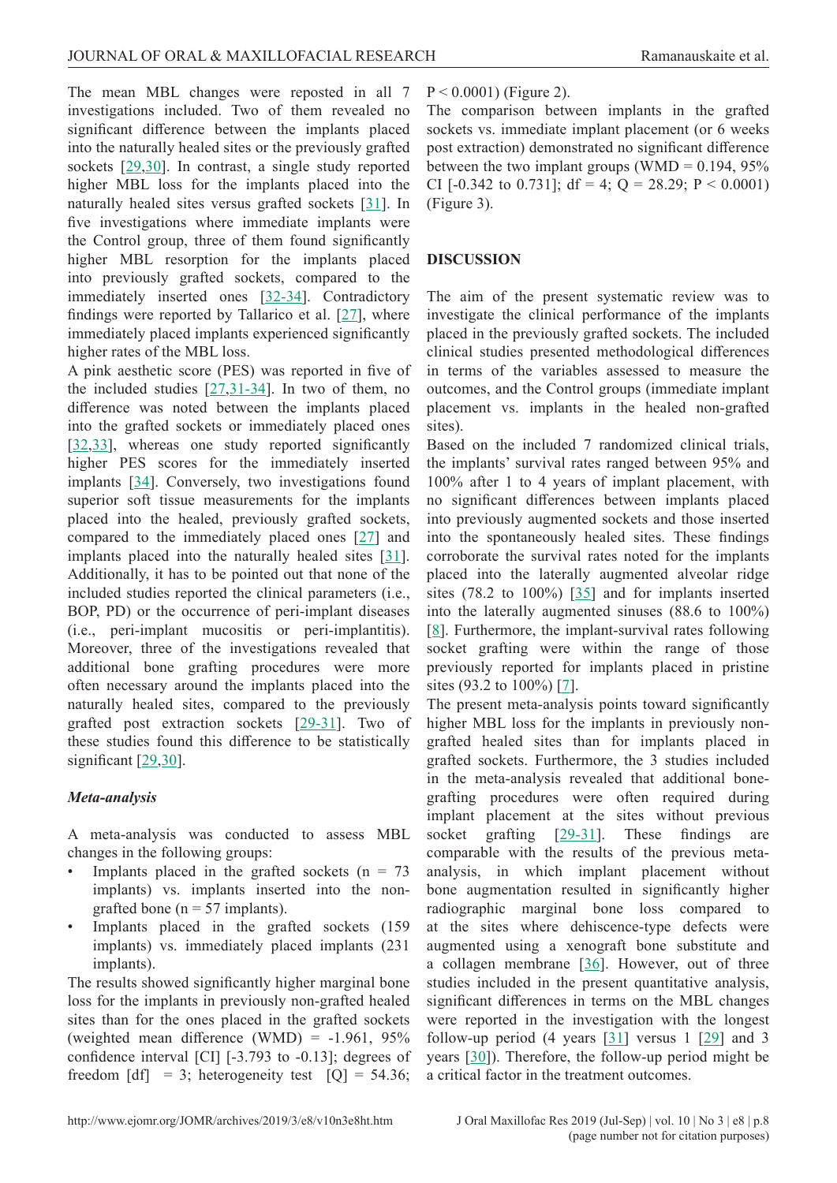The mean MBL changes were reposted in all 7 investigations included. Two of them revealed no significant difference between the implants placed into the naturally healed sites or the previously grafted sockets [29,30]. In contrast, a single study reported higher MBL loss for the implants placed into the naturally healed sites versus grafted sockets [31]. In five investigations where immediate implants were the Control group, three of them found significantly higher MBL resorption for the implants placed into previously grafted sockets, compared to the immediately inserted ones [32-34]. Contradictory findings were reported by Tallarico et al. [27], where immediately placed implants experienced significantly higher rates of the MBL loss.

A pink aesthetic score (PES) was reported in five of the included studies [27,31-34]. In two of them, no difference was noted between the implants placed into the grafted sockets or immediately placed ones [32,33], whereas one study reported significantly higher PES scores for the immediately inserted implants [34]. Conversely, two investigations found superior soft tissue measurements for the implants placed into the healed, previously grafted sockets, compared to the immediately placed ones [27] and implants placed into the naturally healed sites [31]. Additionally, it has to be pointed out that none of the included studies reported the clinical parameters (i.e., BOP, PD) or the occurrence of peri-implant diseases (i.e., peri-implant mucositis or peri-implantitis). Moreover, three of the investigations revealed that additional bone grafting procedures were more often necessary around the implants placed into the naturally healed sites, compared to the previously grafted post extraction sockets [29-31]. Two of these studies found this difference to be statistically significant [29,30].

### *Meta-analysis*

A meta-analysis was conducted to assess MBL changes in the following groups:

- Implants placed in the grafted sockets (n = 73 implants) vs. implants inserted into the non-grafted bone (n = 57 implants).
- Implants placed in the grafted sockets (159 implants) vs. immediately placed implants (231 implants).

The results showed significantly higher marginal bone loss for the implants in previously non-grafted healed sites than for the ones placed in the grafted sockets (weighted mean difference (WMD) = -1.961, 95% confidence interval [CI] [-3.793 to -0.13]; degrees of freedom [df] = 3; heterogeneity test [Q] = 54.36; $P < 0.0001$) (Figure 2).

The comparison between implants in the grafted sockets vs. immediate implant placement (or 6 weeks post extraction) demonstrated no significant difference between the two implant groups (WMD = 0.194, 95% CI [-0.342 to 0.731]; df = 4; Q = 28.29; $P < 0.0001$) (Figure 3).

## DISCUSSION

The aim of the present systematic review was to investigate the clinical performance of the implants placed in the previously grafted sockets. The included clinical studies presented methodological differences in terms of the variables assessed to measure the outcomes, and the Control groups (immediate implant placement vs. implants in the healed non-grafted sites).

Based on the included 7 randomized clinical trials, the implants' survival rates ranged between 95% and 100% after 1 to 4 years of implant placement, with no significant differences between implants placed into previously augmented sockets and those inserted into the spontaneously healed sites. These findings corroborate the survival rates noted for the implants placed into the laterally augmented alveolar ridge sites (78.2 to 100%) [35] and for implants inserted into the laterally augmented sinuses (88.6 to 100%) [8]. Furthermore, the implant-survival rates following socket grafting were within the range of those previously reported for implants placed in pristine sites (93.2 to 100%) [7].

The present meta-analysis points toward significantly higher MBL loss for the implants in previously non-grafted healed sites than for implants placed in grafted sockets. Furthermore, the 3 studies included in the meta-analysis revealed that additional bone-grafting procedures were often required during implant placement at the sites without previous socket grafting [29-31]. These findings are comparable with the results of the previous meta-analysis, in which implant placement without bone augmentation resulted in significantly higher radiographic marginal bone loss compared to at the sites where dehiscence-type defects were augmented using a xenograft bone substitute and a collagen membrane [36]. However, out of three studies included in the present quantitative analysis, significant differences in terms on the MBL changes were reported in the investigation with the longest follow-up period (4 years [31] versus 1 [29] and 3 years [30]). Therefore, the follow-up period might be a critical factor in the treatment outcomes.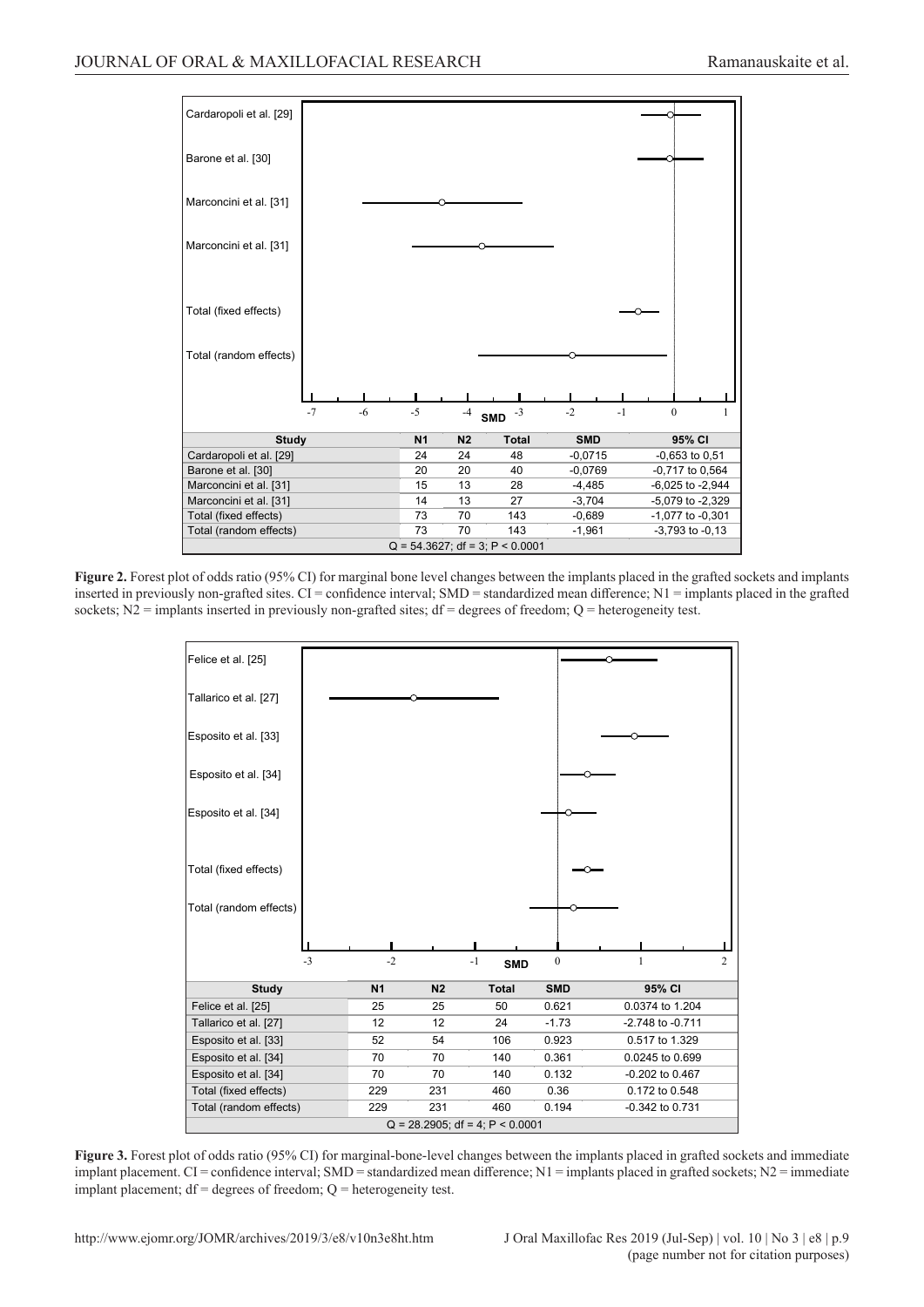| Study | N1 | N2 | Total | SMD | 95% CI |
| --- | --- | --- | --- | --- | --- |
| Cardaropoli et al. [29] | 24 | 24 | 48 | -0,0715 | -0,653 to 0,51 |
| Barone et al. [30] | 20 | 20 | 40 | -0,0769 | -0,717 to 0,564 |
| Marconcini et al. [31] | 15 | 13 | 28 | -4,485 | -6,025 to -2,944 |
| Marconcini et al. [31] | 14 | 13 | 27 | -3,704 | -5,079 to -2,329 |
| Total (fixed effects) | 73 | 70 | 143 | -0,689 | -1,077 to -0,301 |
| Total (random effects) | 73 | 70 | 143 | -1,961 | -3,793 to -0,13 |
| Q = 54.3627; df = 3; P < 0.0001 | | | | | |

**Figure 2.** Forest plot of odds ratio (95% CI) for marginal bone level changes between the implants placed in the grafted sockets and implants inserted in previously non-grafted sites. CI = confidence interval; SMD = standardized mean difference; N1 = implants placed in the grafted sockets; N2 = implants inserted in previously non-grafted sites; df = degrees of freedom; Q = heterogeneity test.

| Study | N1 | N2 | Total | SMD | 95% CI |
| --- | --- | --- | --- | --- | --- |
| Felice et al. [25] | 25 | 25 | 50 | 0.621 | 0.0374 to 1.204 |
| Tallarico et al. [27] | 12 | 12 | 24 | -1.73 | -2.748 to -0.711 |
| Esposito et al. [33] | 52 | 54 | 106 | 0.923 | 0.517 to 1.329 |
| Esposito et al. [34] | 70 | 70 | 140 | 0.361 | 0.0245 to 0.699 |
| Esposito et al. [34] | 70 | 70 | 140 | 0.132 | -0.202 to 0.467 |
| Total (fixed effects) | 229 | 231 | 460 | 0.36 | 0.172 to 0.548 |
| Total (random effects) | 229 | 231 | 460 | 0.194 | -0.342 to 0.731 |
| Q = 28.2905; df = 4; P < 0.0001 | | | | | |

**Figure 3.** Forest plot of odds ratio (95% CI) for marginal-bone-level changes between the implants placed in grafted sockets and immediate implant placement. CI = confidence interval; SMD = standardized mean difference; N1 = implants placed in grafted sockets; N2 = immediate implant placement; df = degrees of freedom; Q = heterogeneity test.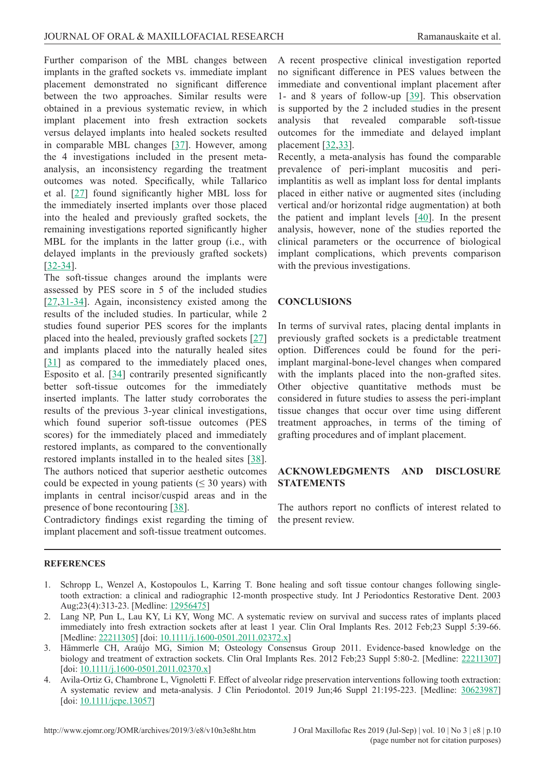Further comparison of the MBL changes between implants in the grafted sockets vs. immediate implant placement demonstrated no significant difference between the two approaches. Similar results were obtained in a previous systematic review, in which implant placement into fresh extraction sockets versus delayed implants into healed sockets resulted in comparable MBL changes [37]. However, among the 4 investigations included in the present meta-analysis, an inconsistency regarding the treatment outcomes was noted. Specifically, while Tallarico et al. [27] found significantly higher MBL loss for the immediately inserted implants over those placed into the healed and previously grafted sockets, the remaining investigations reported significantly higher MBL for the implants in the latter group (i.e., with delayed implants in the previously grafted sockets) [32-34].

The soft-tissue changes around the implants were assessed by PES score in 5 of the included studies [27,31-34]. Again, inconsistency existed among the results of the included studies. In particular, while 2 studies found superior PES scores for the implants placed into the healed, previously grafted sockets [27] and implants placed into the naturally healed sites [31] as compared to the immediately placed ones, Esposito et al. [34] contrarily presented significantly better soft-tissue outcomes for the immediately inserted implants. The latter study corroborates the results of the previous 3-year clinical investigations, which found superior soft-tissue outcomes (PES scores) for the immediately placed and immediately restored implants, as compared to the conventionally restored implants installed in to the healed sites [38]. The authors noticed that superior aesthetic outcomes could be expected in young patients (≤ 30 years) with implants in central incisor/cuspid areas and in the presence of bone recontouring [38].

Contradictory findings exist regarding the timing of implant placement and soft-tissue treatment outcomes. A recent prospective clinical investigation reported no significant difference in PES values between the immediate and conventional implant placement after 1- and 8 years of follow-up [39]. This observation is supported by the 2 included studies in the present analysis that revealed comparable soft-tissue outcomes for the immediate and delayed implant placement [32,33].

Recently, a meta-analysis has found the comparable prevalence of peri-implant mucositis and peri-implantitis as well as implant loss for dental implants placed in either native or augmented sites (including vertical and/or horizontal ridge augmentation) at both the patient and implant levels [40]. In the present analysis, however, none of the studies reported the clinical parameters or the occurrence of biological implant complications, which prevents comparison with the previous investigations.

## CONCLUSIONS

In terms of survival rates, placing dental implants in previously grafted sockets is a predictable treatment option. Differences could be found for the peri-implant marginal-bone-level changes when compared with the implants placed into the non-grafted sites. Other objective quantitative methods must be considered in future studies to assess the peri-implant tissue changes that occur over time using different treatment approaches, in terms of the timing of grafting procedures and of implant placement.

## ACKNOWLEDGMENTS AND DISCLOSURE STATEMENTS

The authors report no conflicts of interest related to the present review.

## REFERENCES

1. Schropp L, Wenzel A, Kostopoulos L, Karring T. Bone healing and soft tissue contour changes following single-tooth extraction: a clinical and radiographic 12-month prospective study. Int J Periodontics Restorative Dent. 2003 Aug;23(4):313-23. [Medline: 12956475]
2. Lang NP, Pun L, Lau KY, Li KY, Wong MC. A systematic review on survival and success rates of implants placed immediately into fresh extraction sockets after at least 1 year. Clin Oral Implants Res. 2012 Feb;23 Suppl 5:39-66. [Medline: 22211305] [doi: 10.1111/j.1600-0501.2011.02372.x]
3. Hämmerle CH, Araújo MG, Simion M; Osteology Consensus Group 2011. Evidence-based knowledge on the biology and treatment of extraction sockets. Clin Oral Implants Res. 2012 Feb;23 Suppl 5:80-2. [Medline: 22211307] [doi: 10.1111/j.1600-0501.2011.02370.x]
4. Avila-Ortiz G, Chambrone L, Vignoletti F. Effect of alveolar ridge preservation interventions following tooth extraction: A systematic review and meta-analysis. J Clin Periodontol. 2019 Jun;46 Suppl 21:195-223. [Medline: 30623987] [doi: 10.1111/jcpe.13057]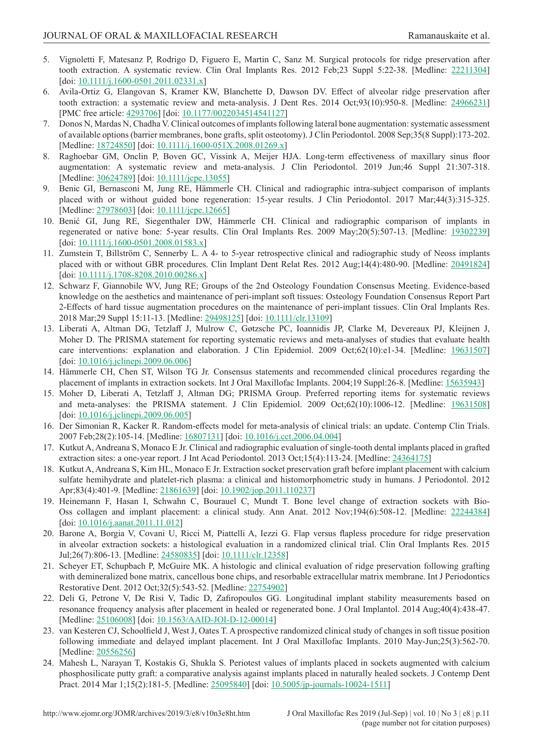5. Vignoletti F, Matesanz P, Rodrigo D, Figuero E, Martin C, Sanz M. Surgical protocols for ridge preservation after tooth extraction. A systematic review. Clin Oral Implants Res. 2012 Feb;23 Suppl 5:22-38. [Medline: 22211304] [doi: 10.1111/j.1600-0501.2011.02331.x]
6. Avila-Ortiz G, Elangovan S, Kramer KW, Blanchette D, Dawson DV. Effect of alveolar ridge preservation after tooth extraction: a systematic review and meta-analysis. J Dent Res. 2014 Oct;93(10):950-8. [Medline: 24966231] [PMC free article: 4293706] [doi: 10.1177/0022034514541127]
7. Donos N, Mardas N, Chadha V. Clinical outcomes of implants following lateral bone augmentation: systematic assessment of available options (barrier membranes, bone grafts, split osteotomy). J Clin Periodontol. 2008 Sep;35(8 Suppl):173-202. [Medline: 18724850] [doi: 10.1111/j.1600-051X.2008.01269.x]
8. Raghoebar GM, Onclin P, Boven GC, Vissink A, Meijer HJA. Long-term effectiveness of maxillary sinus floor augmentation: A systematic review and meta-analysis. J Clin Periodontol. 2019 Jun;46 Suppl 21:307-318. [Medline: 30624789] [doi: 10.1111/jcpe.13055]
9. Benic GI, Bernasconi M, Jung RE, Hämmerle CH. Clinical and radiographic intra-subject comparison of implants placed with or without guided bone regeneration: 15-year results. J Clin Periodontol. 2017 Mar;44(3):315-325. [Medline: 27978603] [doi: 10.1111/jcpe.12665]
10. Benić GI, Jung RE, Siegenthaler DW, Hämmerle CH. Clinical and radiographic comparison of implants in regenerated or native bone: 5-year results. Clin Oral Implants Res. 2009 May;20(5):507-13. [Medline: 19302239] [doi: 10.1111/j.1600-0501.2008.01583.x]
11. Zumstein T, Billström C, Sennerby L. A 4- to 5-year retrospective clinical and radiographic study of Neoss implants placed with or without GBR procedures. Clin Implant Dent Relat Res. 2012 Aug;14(4):480-90. [Medline: 20491824] [doi: 10.1111/j.1708-8208.2010.00286.x]
12. Schwarz F, Giannobile WV, Jung RE; Groups of the 2nd Osteology Foundation Consensus Meeting. Evidence-based knowledge on the aesthetics and maintenance of peri-implant soft tissues: Osteology Foundation Consensus Report Part 2-Effects of hard tissue augmentation procedures on the maintenance of peri-implant tissues. Clin Oral Implants Res. 2018 Mar;29 Suppl 15:11-13. [Medline: 29498125] [doi: 10.1111/clr.13109]
13. Liberati A, Altman DG, Tetzlaff J, Mulrow C, Gøtzsche PC, Ioannidis JP, Clarke M, Devereaux PJ, Kleijnen J, Moher D. The PRISMA statement for reporting systematic reviews and meta-analyses of studies that evaluate health care interventions: explanation and elaboration. J Clin Epidemiol. 2009 Oct;62(10):e1-34. [Medline: 19631507] [doi: 10.1016/j.jclinepi.2009.06.006]
14. Hämmerle CH, Chen ST, Wilson TG Jr. Consensus statements and recommended clinical procedures regarding the placement of implants in extraction sockets. Int J Oral Maxillofac Implants. 2004;19 Suppl:26-8. [Medline: 15635943]
15. Moher D, Liberati A, Tetzlaff J, Altman DG; PRISMA Group. Preferred reporting items for systematic reviews and meta-analyses: the PRISMA statement. J Clin Epidemiol. 2009 Oct;62(10):1006-12. [Medline: 19631508] [doi: 10.1016/j.jclinepi.2009.06.005]
16. Der Simonian R, Kacker R. Random-effects model for meta-analysis of clinical trials: an update. Contemp Clin Trials. 2007 Feb;28(2):105-14. [Medline: 16807131] [doi: 10.1016/j.cct.2006.04.004]
17. Kutkut A, Andreana S, Monaco E Jr. Clinical and radiographic evaluation of single-tooth dental implants placed in grafted extraction sites: a one-year report. J Int Acad Periodontol. 2013 Oct;15(4):113-24. [Medline: 24364175]
18. Kutkut A, Andreana S, Kim HL, Monaco E Jr. Extraction socket preservation graft before implant placement with calcium sulfate hemihydrate and platelet-rich plasma: a clinical and histomorphometric study in humans. J Periodontol. 2012 Apr;83(4):401-9. [Medline: 21861639] [doi: 10.1902/jop.2011.110237]
19. Heinemann F, Hasan I, Schwahn C, Bourauel C, Mundt T. Bone level change of extraction sockets with Bio-Oss collagen and implant placement: a clinical study. Ann Anat. 2012 Nov;194(6):508-12. [Medline: 22244384] [doi: 10.1016/j.aanat.2011.11.012]
20. Barone A, Borgia V, Covani U, Ricci M, Piattelli A, Iezzi G. Flap versus flapless procedure for ridge preservation in alveolar extraction sockets: a histological evaluation in a randomized clinical trial. Clin Oral Implants Res. 2015 Jul;26(7):806-13. [Medline: 24580835] [doi: 10.1111/clr.12358]
21. Scheyer ET, Schupbach P, McGuire MK. A histologic and clinical evaluation of ridge preservation following grafting with demineralized bone matrix, cancellous bone chips, and resorbable extracellular matrix membrane. Int J Periodontics Restorative Dent. 2012 Oct;32(5):543-52. [Medline: 22754902]
22. Deli G, Petrone V, De Risi V, Tadic D, Zafiropoulos GG. Longitudinal implant stability measurements based on resonance frequency analysis after placement in healed or regenerated bone. J Oral Implantol. 2014 Aug;40(4):438-47. [Medline: 25106008] [doi: 10.1563/AAID-JOI-D-12-00014]
23. van Kesteren CJ, Schoolfield J, West J, Oates T. A prospective randomized clinical study of changes in soft tissue position following immediate and delayed implant placement. Int J Oral Maxillofac Implants. 2010 May-Jun;25(3):562-70. [Medline: 20556256]
24. Mahesh L, Narayan T, Kostakis G, Shukla S. Periotest values of implants placed in sockets augmented with calcium phosphosilicate putty graft: a comparative analysis against implants placed in naturally healed sockets. J Contemp Dent Pract. 2014 Mar 1;15(2):181-5. [Medline: 25095840] [doi: 10.5005/jp-journals-10024-1511]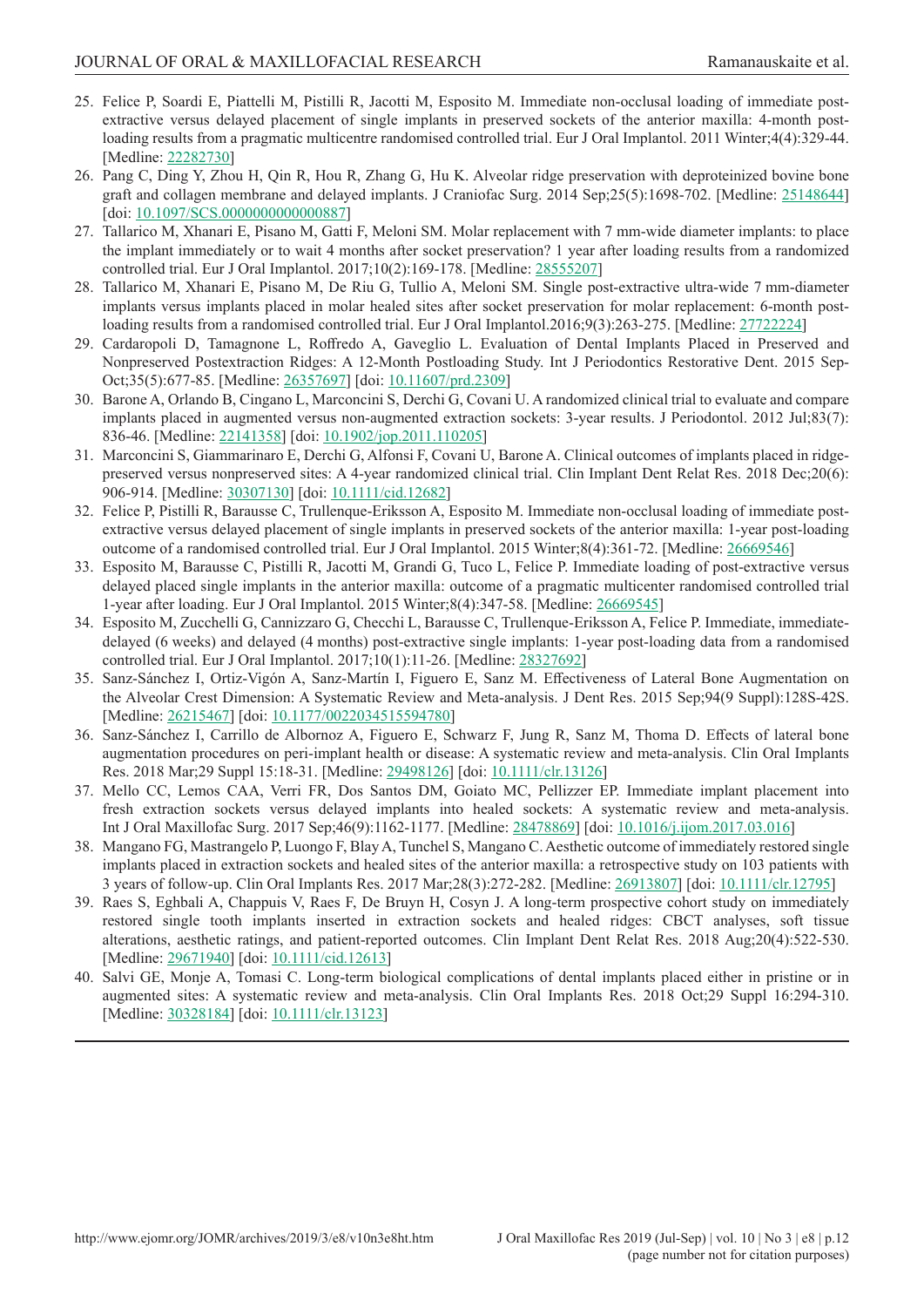25. Felice P, Soardi E, Piattelli M, Pistilli R, Jacotti M, Esposito M. Immediate non-occlusal loading of immediate post-extractive versus delayed placement of single implants in preserved sockets of the anterior maxilla: 4-month post-loading results from a pragmatic multicentre randomised controlled trial. Eur J Oral Implantol. 2011 Winter;4(4):329-44. [Medline: 22282730]
26. Pang C, Ding Y, Zhou H, Qin R, Hou R, Zhang G, Hu K. Alveolar ridge preservation with deproteinized bovine bone graft and collagen membrane and delayed implants. J Craniofac Surg. 2014 Sep;25(5):1698-702. [Medline: 25148644] [doi: 10.1097/SCS.0000000000000887]
27. Tallarico M, Xhanari E, Pisano M, Gatti F, Meloni SM. Molar replacement with 7 mm-wide diameter implants: to place the implant immediately or to wait 4 months after socket preservation? 1 year after loading results from a randomized controlled trial. Eur J Oral Implantol. 2017;10(2):169-178. [Medline: 28555207]
28. Tallarico M, Xhanari E, Pisano M, De Riu G, Tullio A, Meloni SM. Single post-extractive ultra-wide 7 mm-diameter implants versus implants placed in molar healed sites after socket preservation for molar replacement: 6-month post-loading results from a randomised controlled trial. Eur J Oral Implantol.2016;9(3):263-275. [Medline: 27722224]
29. Cardaropoli D, Tamagnone L, Roffredo A, Gaveglio L. Evaluation of Dental Implants Placed in Preserved and Nonpreserved Postextraction Ridges: A 12-Month Postloading Study. Int J Periodontics Restorative Dent. 2015 Sep-Oct;35(5):677-85. [Medline: 26357697] [doi: 10.11607/prd.2309]
30. Barone A, Orlando B, Cingano L, Marconcini S, Derchi G, Covani U. A randomized clinical trial to evaluate and compare implants placed in augmented versus non-augmented extraction sockets: 3-year results. J Periodontol. 2012 Jul;83(7): 836-46. [Medline: 22141358] [doi: 10.1902/jop.2011.110205]
31. Marconcini S, Giammarinaro E, Derchi G, Alfonsi F, Covani U, Barone A. Clinical outcomes of implants placed in ridge-preserved versus nonpreserved sites: A 4-year randomized clinical trial. Clin Implant Dent Relat Res. 2018 Dec;20(6): 906-914. [Medline: 30307130] [doi: 10.1111/cid.12682]
32. Felice P, Pistilli R, Barausse C, Trullenque-Eriksson A, Esposito M. Immediate non-occlusal loading of immediate post-extractive versus delayed placement of single implants in preserved sockets of the anterior maxilla: 1-year post-loading outcome of a randomised controlled trial. Eur J Oral Implantol. 2015 Winter;8(4):361-72. [Medline: 26669546]
33. Esposito M, Barausse C, Pistilli R, Jacotti M, Grandi G, Tuco L, Felice P. Immediate loading of post-extractive versus delayed placed single implants in the anterior maxilla: outcome of a pragmatic multicenter randomised controlled trial 1-year after loading. Eur J Oral Implantol. 2015 Winter;8(4):347-58. [Medline: 26669545]
34. Esposito M, Zucchelli G, Cannizzaro G, Checchi L, Barausse C, Trullenque-Eriksson A, Felice P. Immediate, immediate-delayed (6 weeks) and delayed (4 months) post-extractive single implants: 1-year post-loading data from a randomised controlled trial. Eur J Oral Implantol. 2017;10(1):11-26. [Medline: 28327692]
35. Sanz-Sánchez I, Ortiz-Vigón A, Sanz-Martín I, Figuero E, Sanz M. Effectiveness of Lateral Bone Augmentation on the Alveolar Crest Dimension: A Systematic Review and Meta-analysis. J Dent Res. 2015 Sep;94(9 Suppl):128S-42S. [Medline: 26215467] [doi: 10.1177/0022034515594780]
36. Sanz-Sánchez I, Carrillo de Albornoz A, Figuero E, Schwarz F, Jung R, Sanz M, Thoma D. Effects of lateral bone augmentation procedures on peri-implant health or disease: A systematic review and meta-analysis. Clin Oral Implants Res. 2018 Mar;29 Suppl 15:18-31. [Medline: 29498126] [doi: 10.1111/clr.13126]
37. Mello CC, Lemos CAA, Verri FR, Dos Santos DM, Goiato MC, Pellizzer EP. Immediate implant placement into fresh extraction sockets versus delayed implants into healed sockets: A systematic review and meta-analysis. Int J Oral Maxillofac Surg. 2017 Sep;46(9):1162-1177. [Medline: 28478869] [doi: 10.1016/j.ijom.2017.03.016]
38. Mangano FG, Mastrangelo P, Luongo F, Blay A, Tunchel S, Mangano C. Aesthetic outcome of immediately restored single implants placed in extraction sockets and healed sites of the anterior maxilla: a retrospective study on 103 patients with 3 years of follow-up. Clin Oral Implants Res. 2017 Mar;28(3):272-282. [Medline: 26913807] [doi: 10.1111/clr.12795]
39. Raes S, Eghbali A, Chappuis V, Raes F, De Bruyn H, Cosyn J. A long-term prospective cohort study on immediately restored single tooth implants inserted in extraction sockets and healed ridges: CBCT analyses, soft tissue alterations, aesthetic ratings, and patient-reported outcomes. Clin Implant Dent Relat Res. 2018 Aug;20(4):522-530. [Medline: 29671940] [doi: 10.1111/cid.12613]
40. Salvi GE, Monje A, Tomasi C. Long-term biological complications of dental implants placed either in pristine or in augmented sites: A systematic review and meta-analysis. Clin Oral Implants Res. 2018 Oct;29 Suppl 16:294-310. [Medline: 30328184] [doi: 10.1111/clr.13123]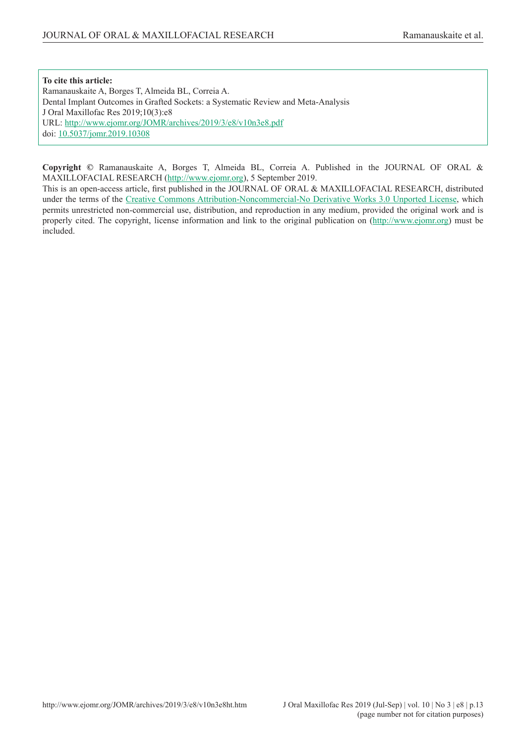**To cite this article:**
Ramanauskaite A, Borges T, Almeida BL, Correia A.
Dental Implant Outcomes in Grafted Sockets: a Systematic Review and Meta-Analysis
J Oral Maxillofac Res 2019;10(3):e8
URL: http://www.ejomr.org/JOMR/archives/2019/3/e8/v10n3e8.pdf
doi: 10.5037/jomr.2019.10308

**Copyright ©** Ramanauskaite A, Borges T, Almeida BL, Correia A. Published in the JOURNAL OF ORAL & MAXILLOFACIAL RESEARCH (http://www.ejomr.org), 5 September 2019.

This is an open-access article, first published in the JOURNAL OF ORAL & MAXILLOFACIAL RESEARCH, distributed under the terms of the Creative Commons Attribution-Noncommercial-No Derivative Works 3.0 Unported License, which permits unrestricted non-commercial use, distribution, and reproduction in any medium, provided the original work and is properly cited. The copyright, license information and link to the original publication on (http://www.ejomr.org) must be included.